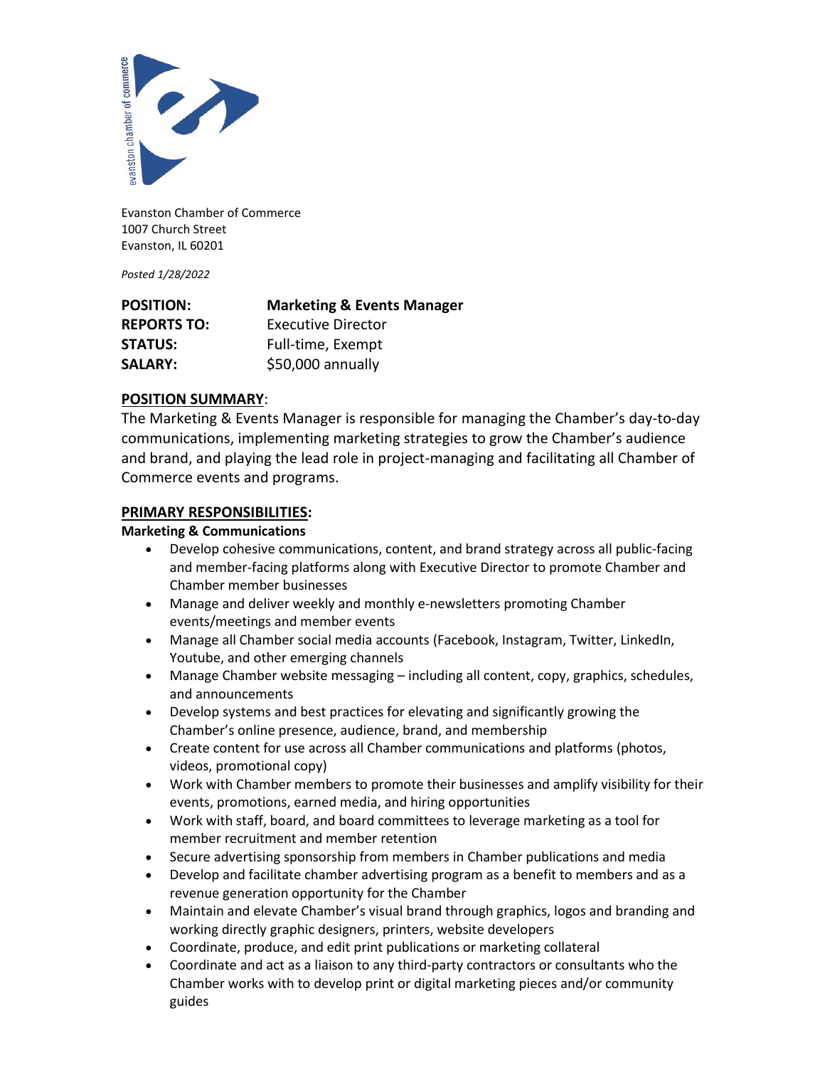Evanston Chamber of Commerce
1007 Church Street
Evanston, IL 60201

*Posted 1/28/2022*

| | |
|---|---|
| **POSITION:** | **Marketing & Events Manager** |
| **REPORTS TO:** | Executive Director |
| **STATUS:** | Full-time, Exempt |
| **SALARY:** | $50,000 annually |

## POSITION SUMMARY:

The Marketing & Events Manager is responsible for managing the Chamber's day-to-day communications, implementing marketing strategies to grow the Chamber's audience and brand, and playing the lead role in project-managing and facilitating all Chamber of Commerce events and programs.

## PRIMARY RESPONSIBILITIES:

### Marketing & Communications

- Develop cohesive communications, content, and brand strategy across all public-facing and member-facing platforms along with Executive Director to promote Chamber and Chamber member businesses
- Manage and deliver weekly and monthly e-newsletters promoting Chamber events/meetings and member events
- Manage all Chamber social media accounts (Facebook, Instagram, Twitter, LinkedIn, Youtube, and other emerging channels
- Manage Chamber website messaging – including all content, copy, graphics, schedules, and announcements
- Develop systems and best practices for elevating and significantly growing the Chamber's online presence, audience, brand, and membership
- Create content for use across all Chamber communications and platforms (photos, videos, promotional copy)
- Work with Chamber members to promote their businesses and amplify visibility for their events, promotions, earned media, and hiring opportunities
- Work with staff, board, and board committees to leverage marketing as a tool for member recruitment and member retention
- Secure advertising sponsorship from members in Chamber publications and media
- Develop and facilitate chamber advertising program as a benefit to members and as a revenue generation opportunity for the Chamber
- Maintain and elevate Chamber's visual brand through graphics, logos and branding and working directly graphic designers, printers, website developers
- Coordinate, produce, and edit print publications or marketing collateral
- Coordinate and act as a liaison to any third-party contractors or consultants who the Chamber works with to develop print or digital marketing pieces and/or community guides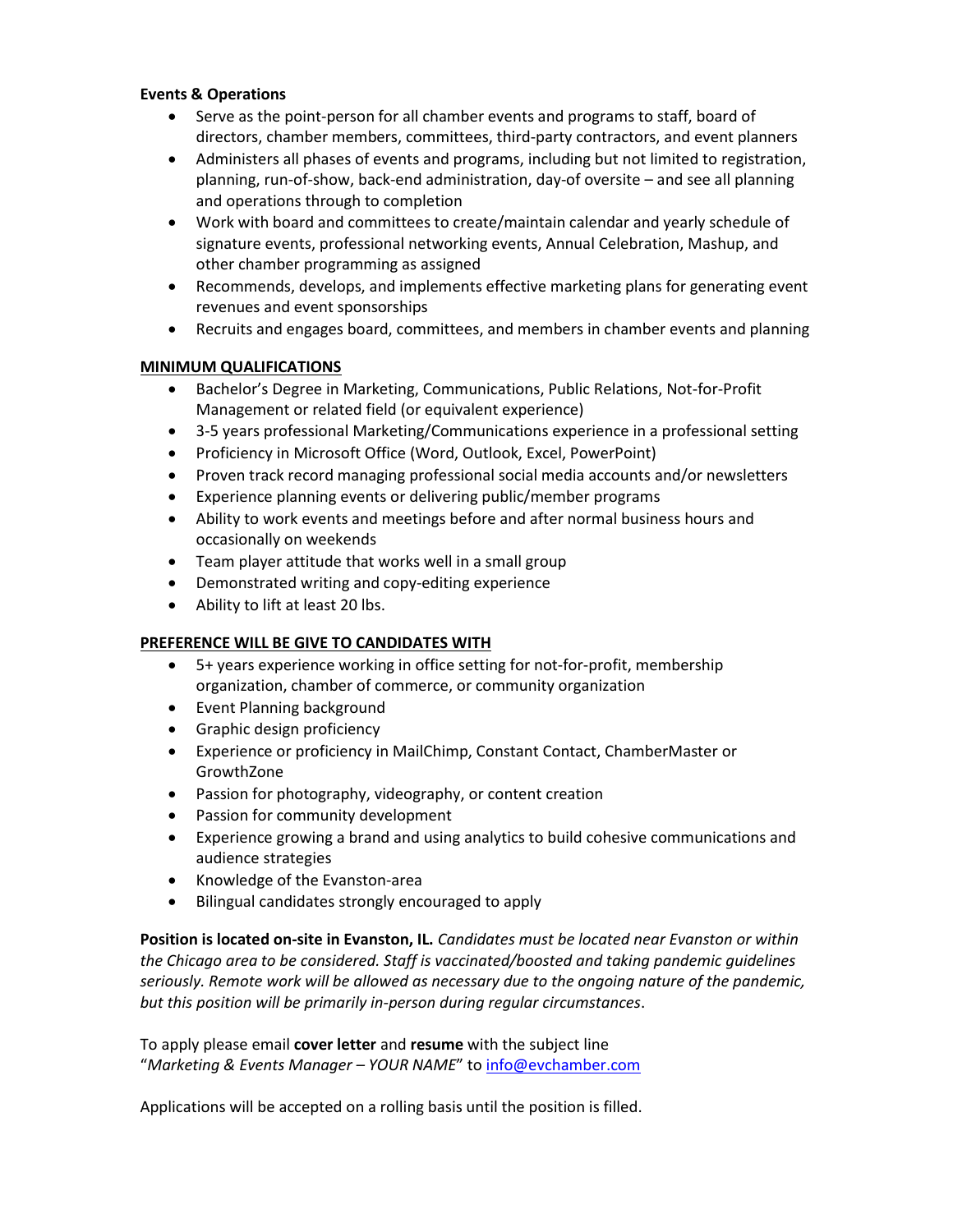**Events & Operations**

- Serve as the point-person for all chamber events and programs to staff, board of directors, chamber members, committees, third-party contractors, and event planners
- Administers all phases of events and programs, including but not limited to registration, planning, run-of-show, back-end administration, day-of oversite – and see all planning and operations through to completion
- Work with board and committees to create/maintain calendar and yearly schedule of signature events, professional networking events, Annual Celebration, Mashup, and other chamber programming as assigned
- Recommends, develops, and implements effective marketing plans for generating event revenues and event sponsorships
- Recruits and engages board, committees, and members in chamber events and planning

**MINIMUM QUALIFICATIONS**

- Bachelor's Degree in Marketing, Communications, Public Relations, Not-for-Profit Management or related field (or equivalent experience)
- 3-5 years professional Marketing/Communications experience in a professional setting
- Proficiency in Microsoft Office (Word, Outlook, Excel, PowerPoint)
- Proven track record managing professional social media accounts and/or newsletters
- Experience planning events or delivering public/member programs
- Ability to work events and meetings before and after normal business hours and occasionally on weekends
- Team player attitude that works well in a small group
- Demonstrated writing and copy-editing experience
- Ability to lift at least 20 lbs.

**PREFERENCE WILL BE GIVE TO CANDIDATES WITH**

- 5+ years experience working in office setting for not-for-profit, membership organization, chamber of commerce, or community organization
- Event Planning background
- Graphic design proficiency
- Experience or proficiency in MailChimp, Constant Contact, ChamberMaster or GrowthZone
- Passion for photography, videography, or content creation
- Passion for community development
- Experience growing a brand and using analytics to build cohesive communications and audience strategies
- Knowledge of the Evanston-area
- Bilingual candidates strongly encouraged to apply

**Position is located on-site in Evanston, IL.** *Candidates must be located near Evanston or within the Chicago area to be considered. Staff is vaccinated/boosted and taking pandemic guidelines seriously. Remote work will be allowed as necessary due to the ongoing nature of the pandemic, but this position will be primarily in-person during regular circumstances*.

To apply please email **cover letter** and **resume** with the subject line "*Marketing & Events Manager – YOUR NAME*" to info@evchamber.com

Applications will be accepted on a rolling basis until the position is filled.